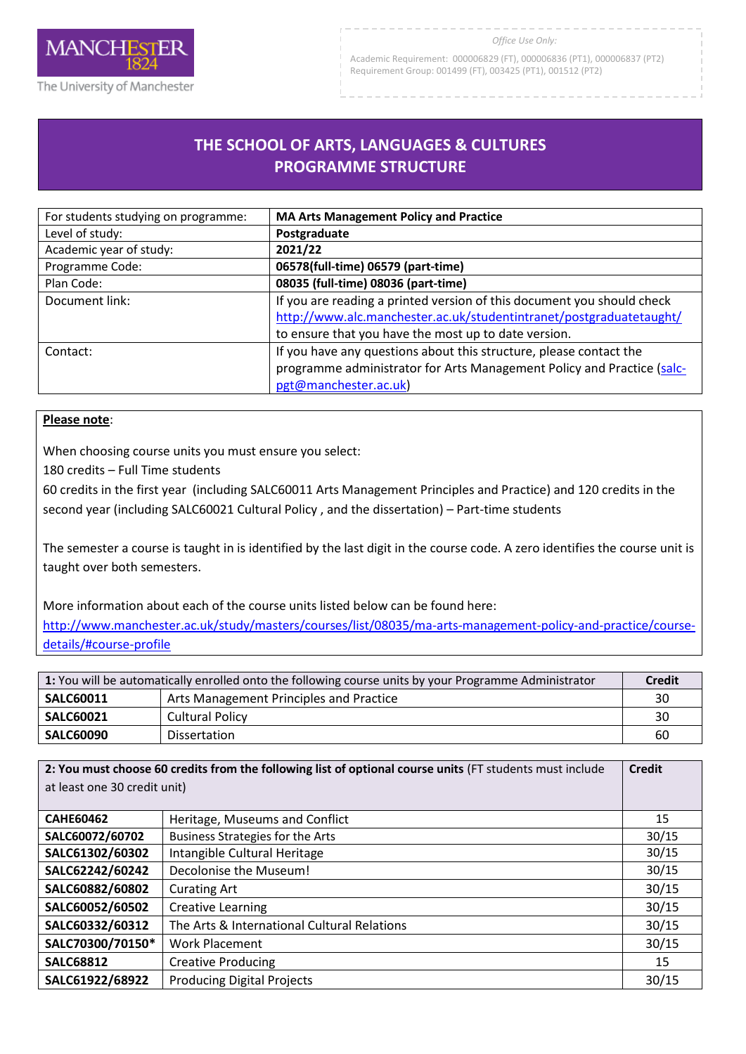MANCHESTER 1824
The University of Manchester

*Office Use Only:*
Academic Requirement: 000006829 (FT), 000006836 (PT1), 000006837 (PT2)
Requirement Group: 001499 (FT), 003425 (PT1), 001512 (PT2)

# THE SCHOOL OF ARTS, LANGUAGES & CULTURES
# PROGRAMME STRUCTURE

| | |
|---|---|
| For students studying on programme: | **MA Arts Management Policy and Practice** |
| Level of study: | **Postgraduate** |
| Academic year of study: | **2021/22** |
| Programme Code: | **06578(full-time) 06579 (part-time)** |
| Plan Code: | **08035 (full-time) 08036 (part-time)** |
| Document link: | If you are reading a printed version of this document you should check http://www.alc.manchester.ac.uk/studentintranet/postgraduatetaught/ to ensure that you have the most up to date version. |
| Contact: | If you have any questions about this structure, please contact the programme administrator for Arts Management Policy and Practice (salc-pgt@manchester.ac.uk) |

**Please note**:

When choosing course units you must ensure you select:

180 credits – Full Time students

60 credits in the first year (including SALC60011 Arts Management Principles and Practice) and 120 credits in the second year (including SALC60021 Cultural Policy , and the dissertation) – Part-time students

The semester a course is taught in is identified by the last digit in the course code. A zero identifies the course unit is taught over both semesters.

More information about each of the course units listed below can be found here:
http://www.manchester.ac.uk/study/masters/courses/list/08035/ma-arts-management-policy-and-practice/course-details/#course-profile

| 1: You will be automatically enrolled onto the following course units by your Programme Administrator | | Credit |
|---|---|---|
| **SALC60011** | Arts Management Principles and Practice | 30 |
| **SALC60021** | Cultural Policy | 30 |
| **SALC60090** | Dissertation | 60 |

| **2: You must choose 60 credits from the following list of optional course units** (FT students must include at least one 30 credit unit) | | **Credit** |
|---|---|---|
| **CAHE60462** | Heritage, Museums and Conflict | 15 |
| **SALC60072/60702** | Business Strategies for the Arts | 30/15 |
| **SALC61302/60302** | Intangible Cultural Heritage | 30/15 |
| **SALC62242/60242** | Decolonise the Museum! | 30/15 |
| **SALC60882/60802** | Curating Art | 30/15 |
| **SALC60052/60502** | Creative Learning | 30/15 |
| **SALC60332/60312** | The Arts & International Cultural Relations | 30/15 |
| **SALC70300/70150*** | Work Placement | 30/15 |
| **SALC68812** | Creative Producing | 15 |
| **SALC61922/68922** | Producing Digital Projects | 30/15 |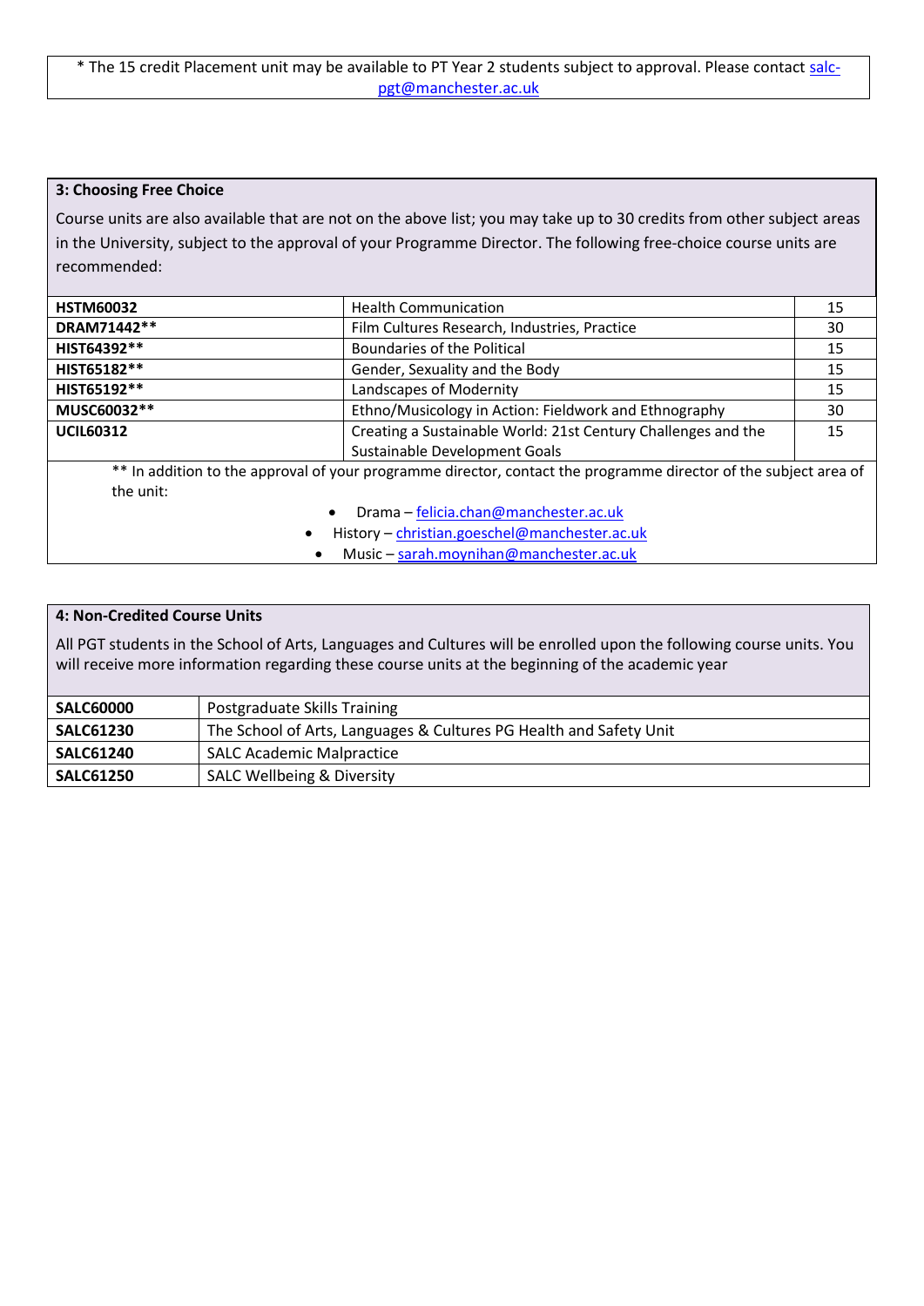\* The 15 credit Placement unit may be available to PT Year 2 students subject to approval. Please contact salc-pgt@manchester.ac.uk

### 3: Choosing Free Choice

Course units are also available that are not on the above list; you may take up to 30 credits from other subject areas in the University, subject to the approval of your Programme Director. The following free-choice course units are recommended:

| | | |
|---|---|---|
| **HSTM60032** | Health Communication | 15 |
| **DRAM71442\*\*** | Film Cultures Research, Industries, Practice | 30 |
| **HIST64392\*\*** | Boundaries of the Political | 15 |
| **HIST65182\*\*** | Gender, Sexuality and the Body | 15 |
| **HIST65192\*\*** | Landscapes of Modernity | 15 |
| **MUSC60032\*\*** | Ethno/Musicology in Action: Fieldwork and Ethnography | 30 |
| **UCIL60312** | Creating a Sustainable World: 21st Century Challenges and the Sustainable Development Goals | 15 |

\*\* In addition to the approval of your programme director, contact the programme director of the subject area of the unit:

- Drama – felicia.chan@manchester.ac.uk
- History – christian.goeschel@manchester.ac.uk
- Music – sarah.moynihan@manchester.ac.uk

### 4: Non-Credited Course Units

All PGT students in the School of Arts, Languages and Cultures will be enrolled upon the following course units. You will receive more information regarding these course units at the beginning of the academic year

| | |
|---|---|
| **SALC60000** | Postgraduate Skills Training |
| **SALC61230** | The School of Arts, Languages & Cultures PG Health and Safety Unit |
| **SALC61240** | SALC Academic Malpractice |
| **SALC61250** | SALC Wellbeing & Diversity |